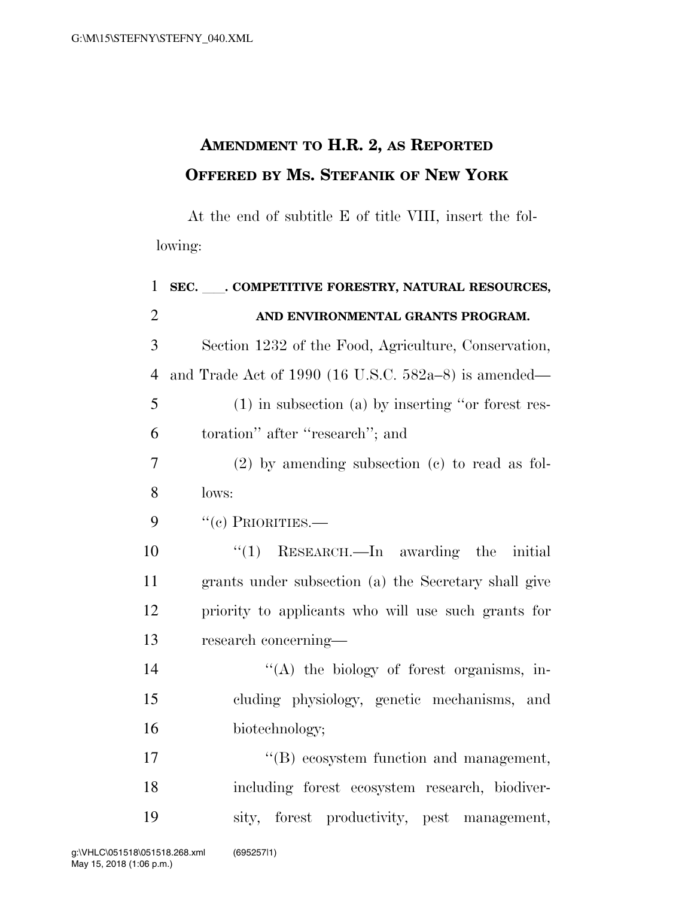# AMENDMENT TO H.R. 2, AS REPORTED OFFERED BY MS. STEFANIK OF NEW YORK

At the end of subtitle E of title VIII, insert the following:

**SEC. ___. COMPETITIVE FORESTRY, NATURAL RESOURCES, AND ENVIRONMENTAL GRANTS PROGRAM.**

Section 1232 of the Food, Agriculture, Conservation, and Trade Act of 1990 (16 U.S.C. 582a–8) is amended—

(1) in subsection (a) by inserting "or forest restoration" after "research"; and

(2) by amending subsection (c) to read as follows:

"(c) PRIORITIES.—

"(1) RESEARCH.—In awarding the initial grants under subsection (a) the Secretary shall give priority to applicants who will use such grants for research concerning—

"(A) the biology of forest organisms, including physiology, genetic mechanisms, and biotechnology;

"(B) ecosystem function and management, including forest ecosystem research, biodiversity, forest productivity, pest management,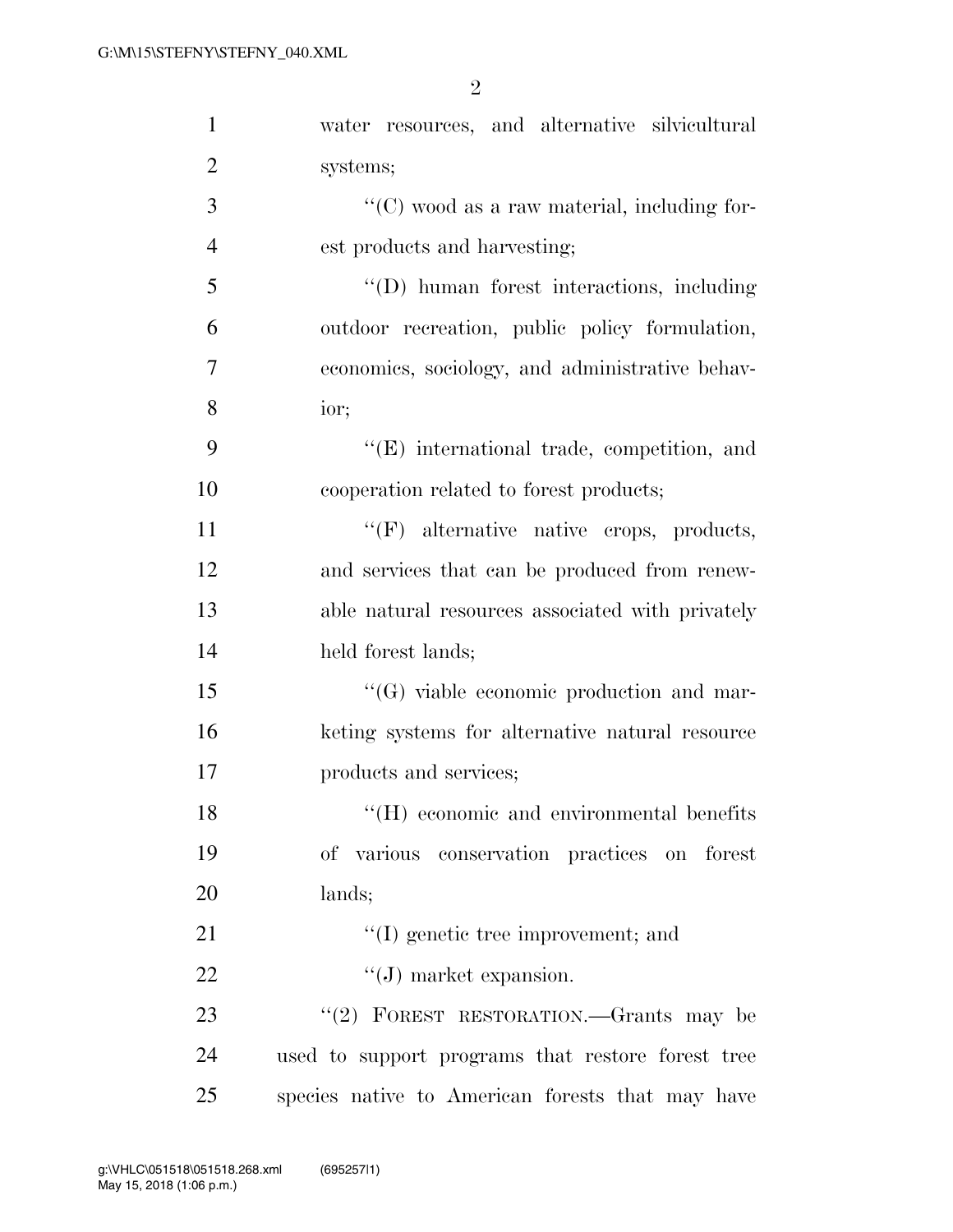water resources, and alternative silvicultural systems;

"(C) wood as a raw material, including forest products and harvesting;

"(D) human forest interactions, including outdoor recreation, public policy formulation, economics, sociology, and administrative behavior;

"(E) international trade, competition, and cooperation related to forest products;

"(F) alternative native crops, products, and services that can be produced from renewable natural resources associated with privately held forest lands;

"(G) viable economic production and marketing systems for alternative natural resource products and services;

"(H) economic and environmental benefits of various conservation practices on forest lands;

"(I) genetic tree improvement; and

"(J) market expansion.

"(2) FOREST RESTORATION.—Grants may be used to support programs that restore forest tree species native to American forests that may have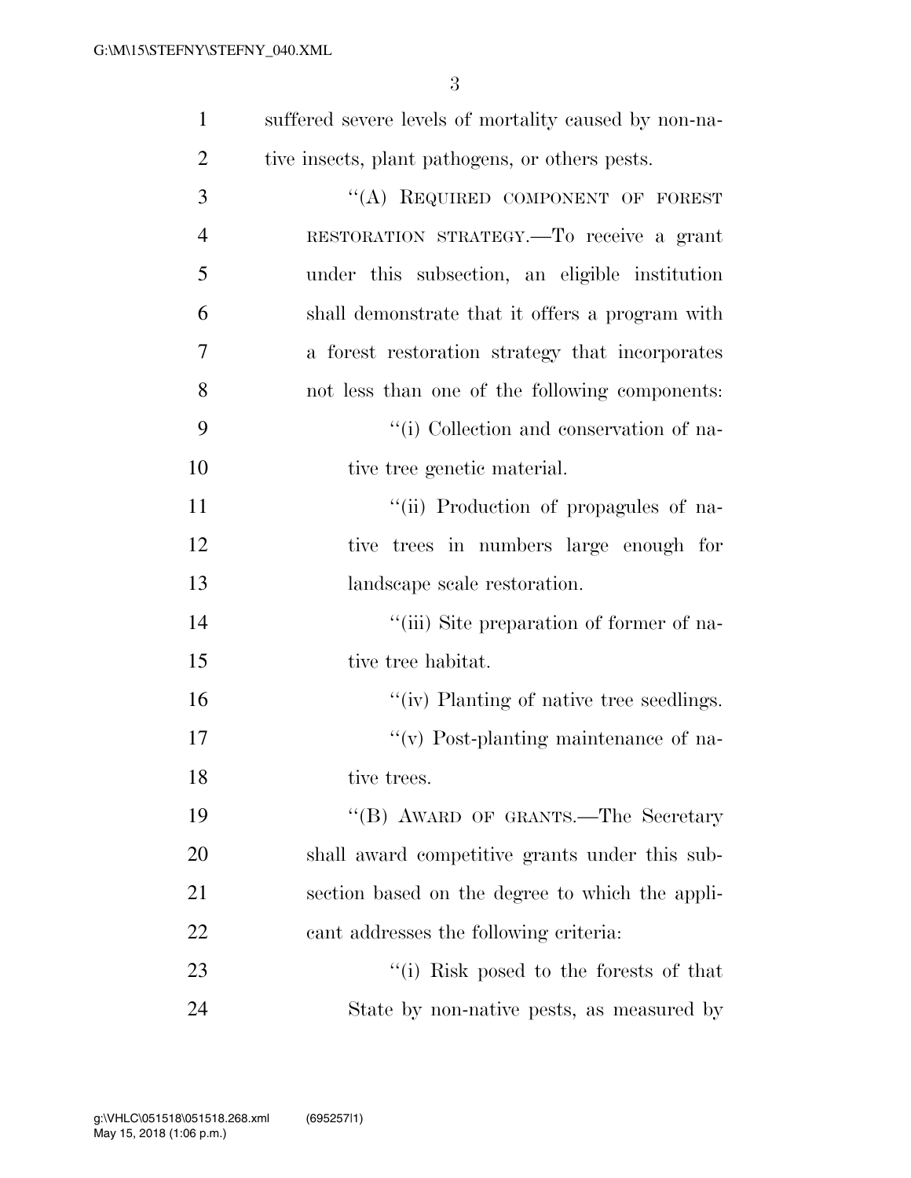suffered severe levels of mortality caused by non-native insects, plant pathogens, or others pests.

"(A) REQUIRED COMPONENT OF FOREST RESTORATION STRATEGY.—To receive a grant under this subsection, an eligible institution shall demonstrate that it offers a program with a forest restoration strategy that incorporates not less than one of the following components:

"(i) Collection and conservation of native tree genetic material.

"(ii) Production of propagules of native trees in numbers large enough for landscape scale restoration.

"(iii) Site preparation of former of native tree habitat.

"(iv) Planting of native tree seedlings.

"(v) Post-planting maintenance of native trees.

"(B) AWARD OF GRANTS.—The Secretary shall award competitive grants under this subsection based on the degree to which the applicant addresses the following criteria:

"(i) Risk posed to the forests of that State by non-native pests, as measured by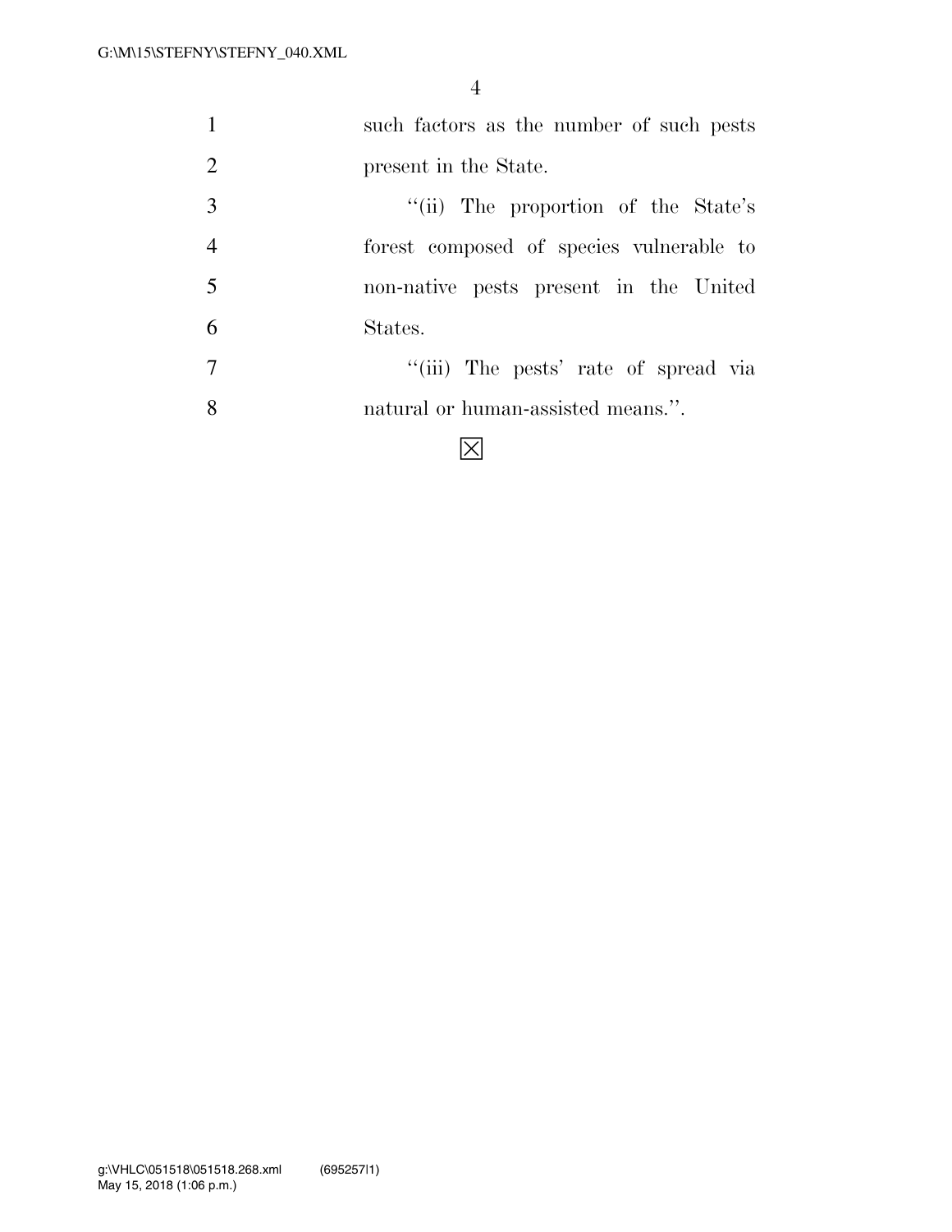such factors as the number of such pests present in the State.

''(ii) The proportion of the State's forest composed of species vulnerable to non-native pests present in the United States.

''(iii) The pests' rate of spread via natural or human-assisted means.''.